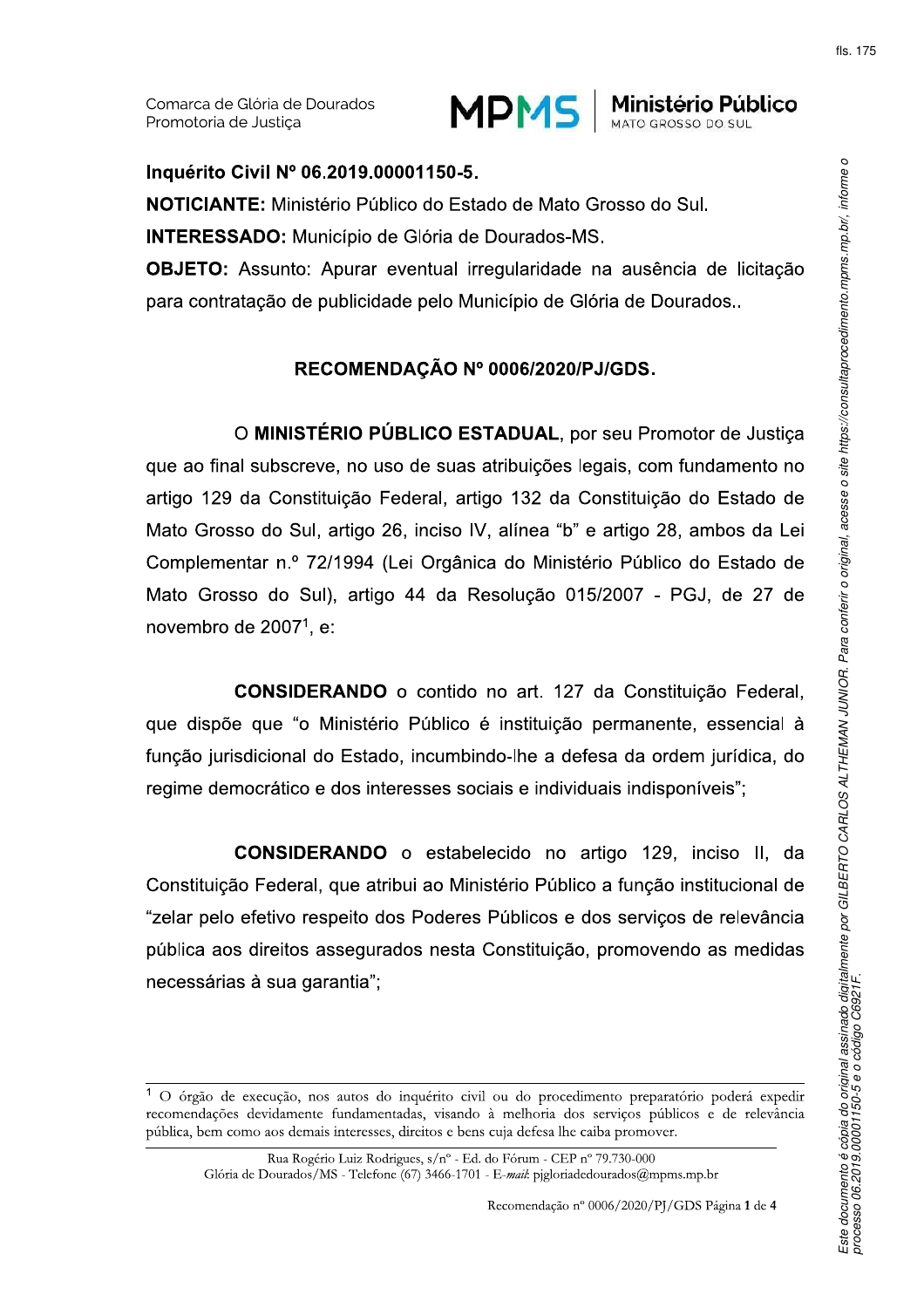**Inquérito Civil Nº 06.2019.00001150-5.**

**NOTICIANTE:** Ministério Público do Estado de Mato Grosso do Sul.

**INTERESSADO:** Município de Glória de Dourados-MS.

**OBJETO:** Assunto: Apurar eventual irregularidade na ausência de licitação para contratação de publicidade pelo Município de Glória de Dourados..

## RECOMENDAÇÃO Nº 0006/2020/PJ/GDS.

O **MINISTÉRIO PÚBLICO ESTADUAL**, por seu Promotor de Justiça que ao final subscreve, no uso de suas atribuições legais, com fundamento no artigo 129 da Constituição Federal, artigo 132 da Constituição do Estado de Mato Grosso do Sul, artigo 26, inciso IV, alínea "b" e artigo 28, ambos da Lei Complementar n.º 72/1994 (Lei Orgânica do Ministério Público do Estado de Mato Grosso do Sul), artigo 44 da Resolução 015/2007 - PGJ, de 27 de novembro de 2007[1], e:

**CONSIDERANDO** o contido no art. 127 da Constituição Federal, que dispõe que "o Ministério Público é instituição permanente, essencial à função jurisdicional do Estado, incumbindo-lhe a defesa da ordem jurídica, do regime democrático e dos interesses sociais e individuais indisponíveis";

**CONSIDERANDO** o estabelecido no artigo 129, inciso II, da Constituição Federal, que atribui ao Ministério Público a função institucional de "zelar pelo efetivo respeito dos Poderes Públicos e dos serviços de relevância pública aos direitos assegurados nesta Constituição, promovendo as medidas necessárias à sua garantia";

---

[1] O órgão de execução, nos autos do inquérito civil ou do procedimento preparatório poderá expedir recomendações devidamente fundamentadas, visando à melhoria dos serviços públicos e de relevância pública, bem como aos demais interesses, direitos e bens cuja defesa lhe caiba promover.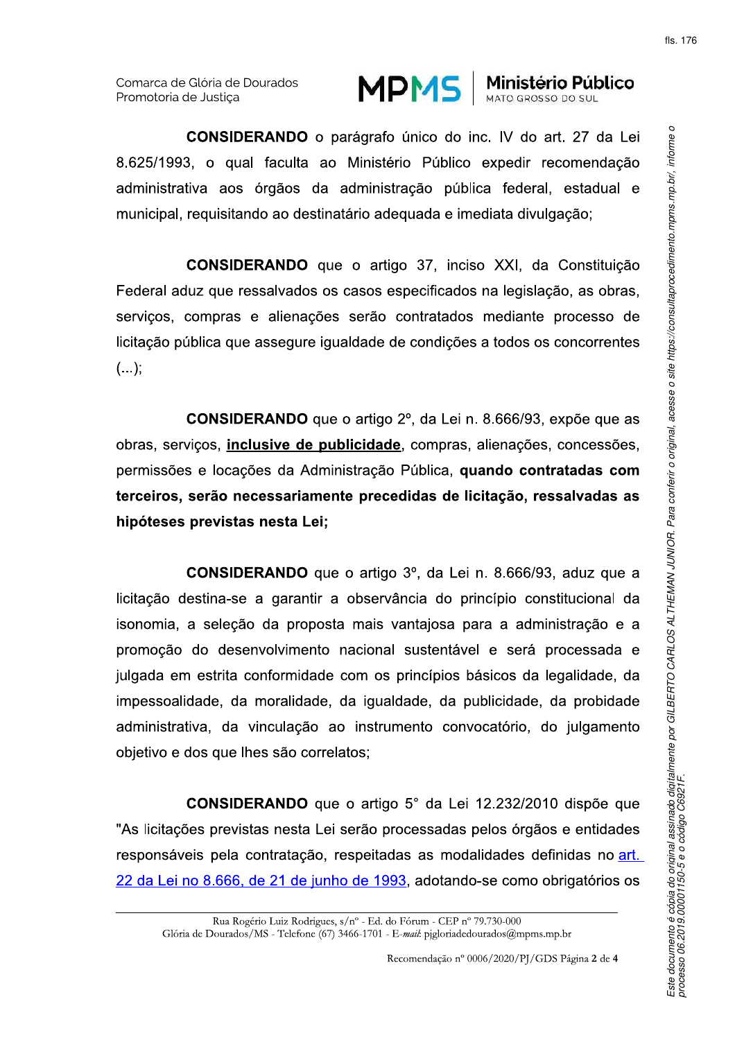**CONSIDERANDO** o parágrafo único do inc. IV do art. 27 da Lei 8.625/1993, o qual faculta ao Ministério Público expedir recomendação administrativa aos órgãos da administração pública federal, estadual e municipal, requisitando ao destinatário adequada e imediata divulgação;

**CONSIDERANDO** que o artigo 37, inciso XXI, da Constituição Federal aduz que ressalvados os casos especificados na legislação, as obras, serviços, compras e alienações serão contratados mediante processo de licitação pública que assegure igualdade de condições a todos os concorrentes (...);

**CONSIDERANDO** que o artigo 2º, da Lei n. 8.666/93, expõe que as obras, serviços, **inclusive de publicidade**, compras, alienações, concessões, permissões e locações da Administração Pública, **quando contratadas com terceiros, serão necessariamente precedidas de licitação, ressalvadas as hipóteses previstas nesta Lei;**

**CONSIDERANDO** que o artigo 3º, da Lei n. 8.666/93, aduz que a licitação destina-se a garantir a observância do princípio constitucional da isonomia, a seleção da proposta mais vantajosa para a administração e a promoção do desenvolvimento nacional sustentável e será processada e julgada em estrita conformidade com os princípios básicos da legalidade, da impessoalidade, da moralidade, da igualdade, da publicidade, da probidade administrativa, da vinculação ao instrumento convocatório, do julgamento objetivo e dos que lhes são correlatos;

**CONSIDERANDO** que o artigo 5° da Lei 12.232/2010 dispõe que "As licitações previstas nesta Lei serão processadas pelos órgãos e entidades responsáveis pela contratação, respeitadas as modalidades definidas no art. 22 da Lei no 8.666, de 21 de junho de 1993, adotando-se como obrigatórios os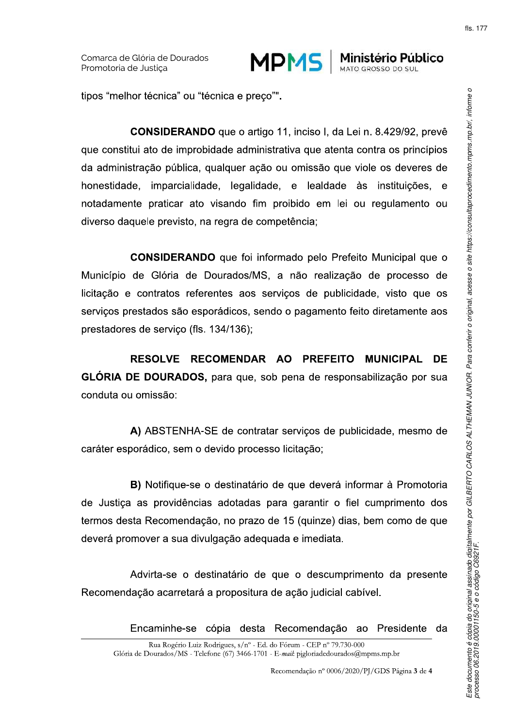tipos "melhor técnica" ou "técnica e preço"".

**CONSIDERANDO** que o artigo 11, inciso I, da Lei n. 8.429/92, prevê que constitui ato de improbidade administrativa que atenta contra os princípios da administração pública, qualquer ação ou omissão que viole os deveres de honestidade, imparcialidade, legalidade, e lealdade às instituições, e notadamente praticar ato visando fim proibido em lei ou regulamento ou diverso daquele previsto, na regra de competência;

**CONSIDERANDO** que foi informado pelo Prefeito Municipal que o Município de Glória de Dourados/MS, a não realização de processo de licitação e contratos referentes aos serviços de publicidade, visto que os serviços prestados são esporádicos, sendo o pagamento feito diretamente aos prestadores de serviço (fls. 134/136);

**RESOLVE RECOMENDAR AO PREFEITO MUNICIPAL DE GLÓRIA DE DOURADOS,** para que, sob pena de responsabilização por sua conduta ou omissão:

**A)** ABSTENHA-SE de contratar serviços de publicidade, mesmo de caráter esporádico, sem o devido processo licitação;

**B)** Notifique-se o destinatário de que deverá informar à Promotoria de Justiça as providências adotadas para garantir o fiel cumprimento dos termos desta Recomendação, no prazo de 15 (quinze) dias, bem como de que deverá promover a sua divulgação adequada e imediata.

Advirta-se o destinatário de que o descumprimento da presente Recomendação acarretará a propositura de ação judicial cabível.

Encaminhe-se cópia desta Recomendação ao Presidente da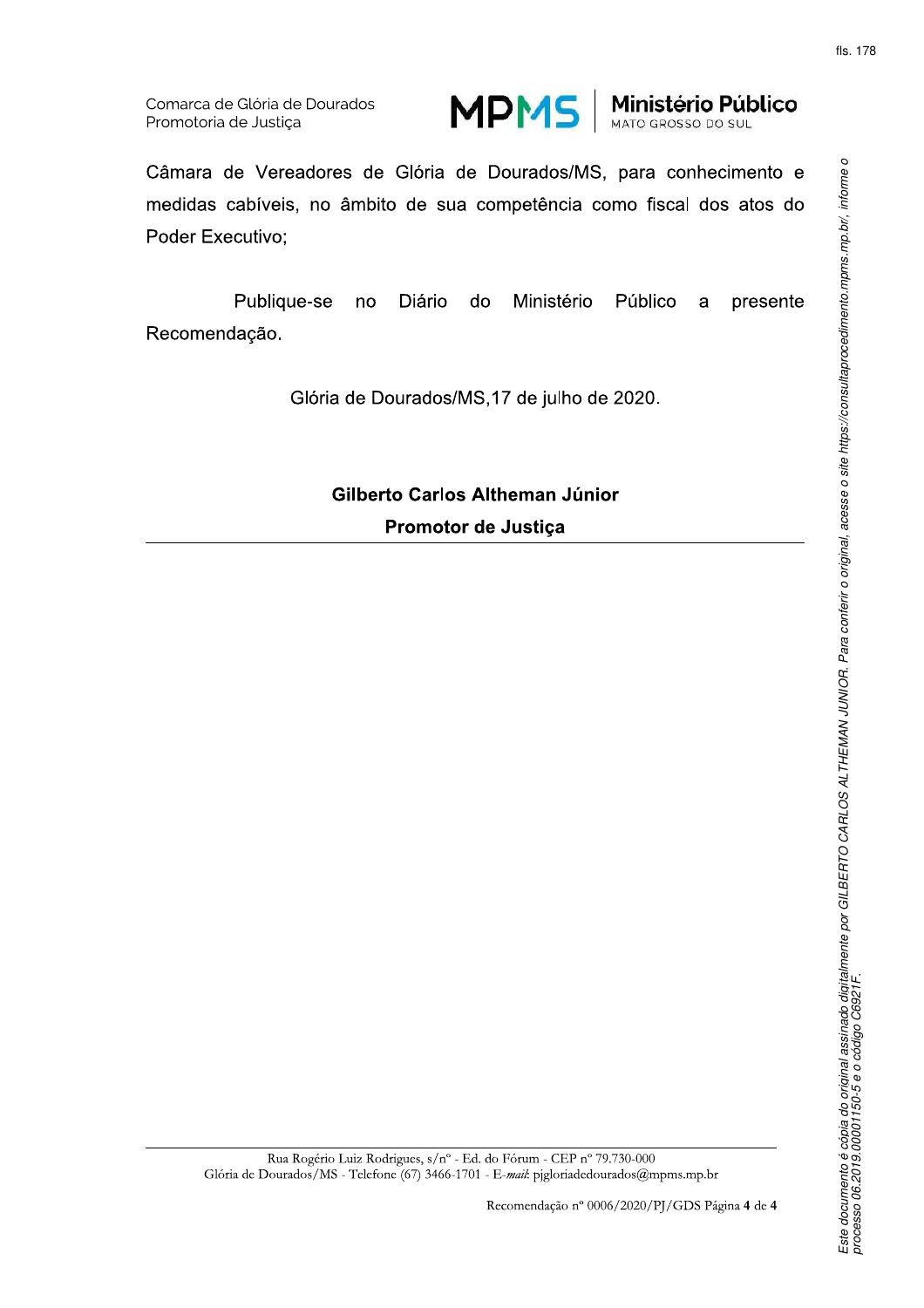Câmara de Vereadores de Glória de Dourados/MS, para conhecimento e medidas cabíveis, no âmbito de sua competência como fiscal dos atos do Poder Executivo;

Publique-se no Diário do Ministério Público a presente Recomendação.

Glória de Dourados/MS,17 de julho de 2020.

**Gilberto Carlos Altheman Júnior**
**Promotor de Justiça**

Rua Rogério Luiz Rodrigues, s/nº - Ed. do Fórum - CEP nº 79.730-000
Glória de Dourados/MS - Telefone (67) 3466-1701 - E-*mail*: pjgloriadedourados@mpms.mp.br

Recomendação nº 0006/2020/PJ/GDS

*Este documento é cópia do original assinado digitalmente por GILBERTO CARLOS ALTHEMAN JUNIOR. Para conferir o original, acesse o site https://consultaprocedimento.mpms.mp.br/, informe o processo 06.2019.00001150-5 e o código C6921F.*